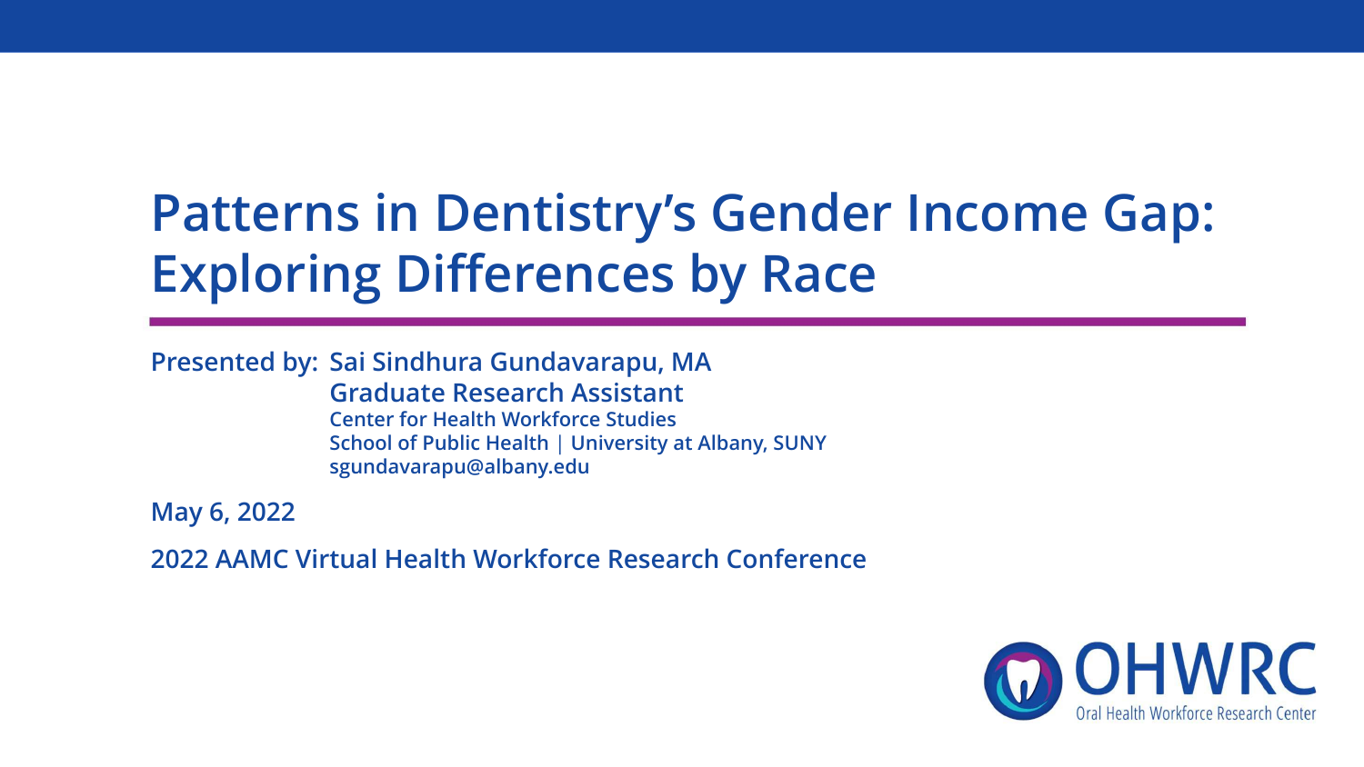# Patterns in Dentistry's Gender Income Gap: Exploring Differences by Race

**Presented by:** **Sai Sindhura Gundavarapu, MA**
**Graduate Research Assistant**
**Center for Health Workforce Studies**
**School of Public Health | University at Albany, SUNY**
**sgundavarapu@albany.edu**

**May 6, 2022**

**2022 AAMC Virtual Health Workforce Research Conference**

OHWRC
Oral Health Workforce Research Center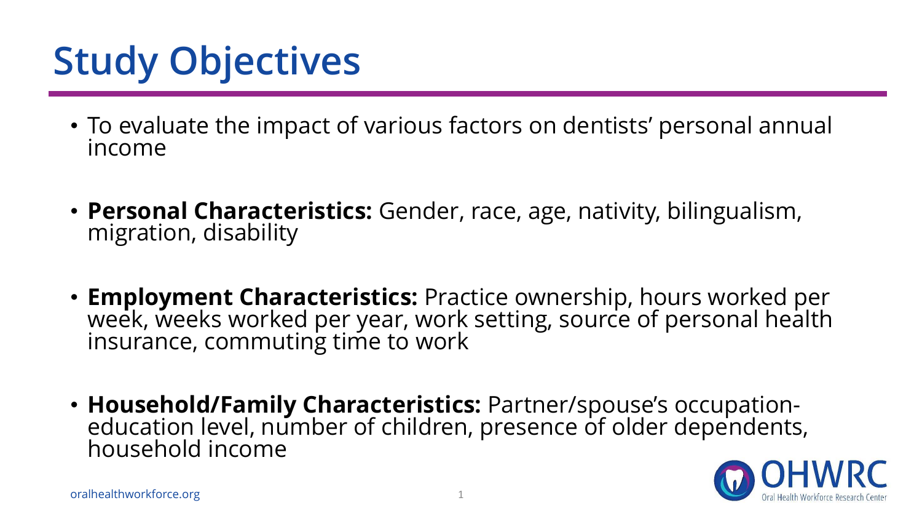# Study Objectives

- To evaluate the impact of various factors on dentists' personal annual income
- **Personal Characteristics:** Gender, race, age, nativity, bilingualism, migration, disability
- **Employment Characteristics:** Practice ownership, hours worked per week, weeks worked per year, work setting, source of personal health insurance, commuting time to work
- **Household/Family Characteristics:** Partner/spouse's occupation-education level, number of children, presence of older dependents, household income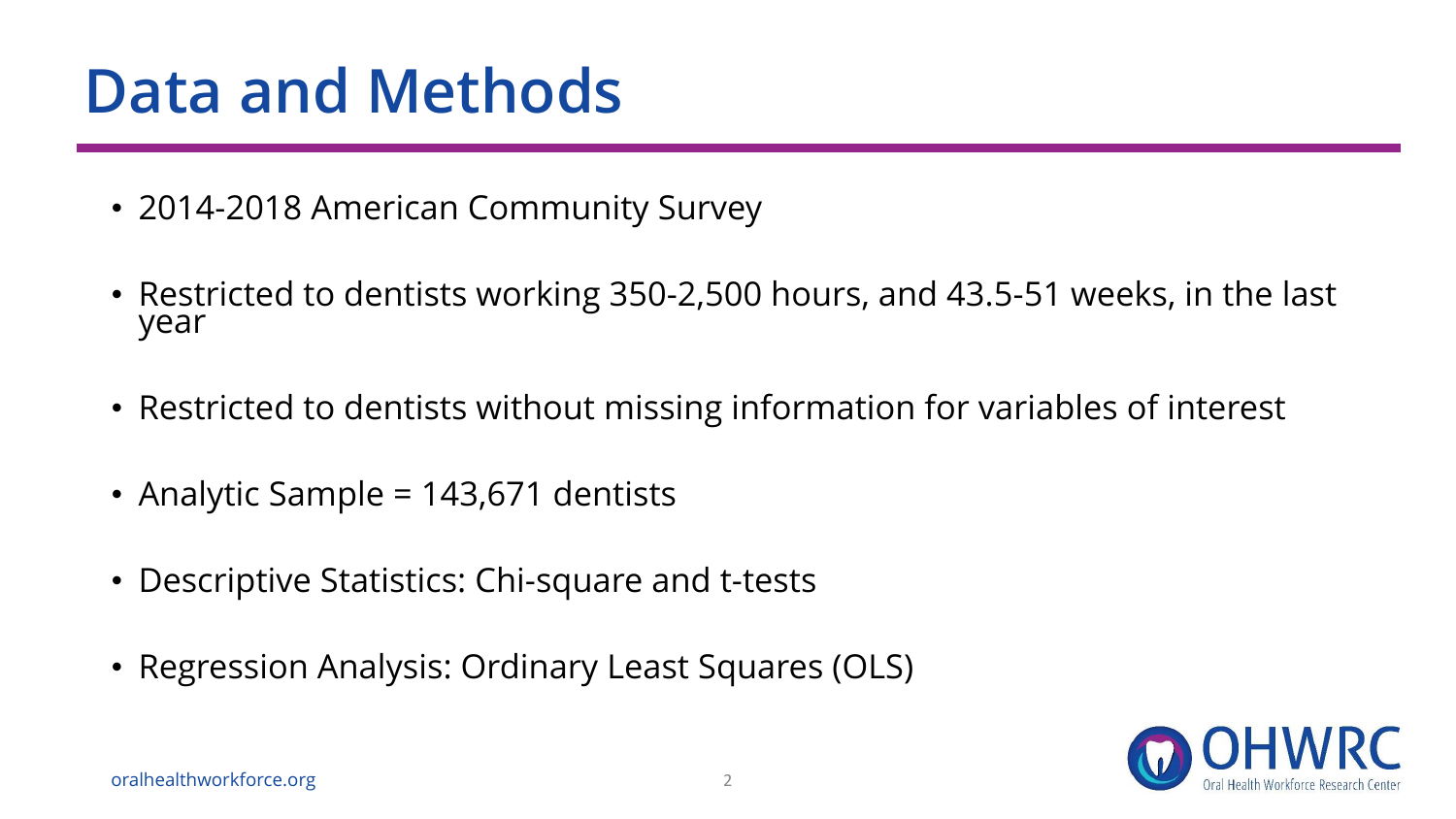# Data and Methods

- 2014-2018 American Community Survey
- Restricted to dentists working 350-2,500 hours, and 43.5-51 weeks, in the last year
- Restricted to dentists without missing information for variables of interest
- Analytic Sample = 143,671 dentists
- Descriptive Statistics: Chi-square and t-tests
- Regression Analysis: Ordinary Least Squares (OLS)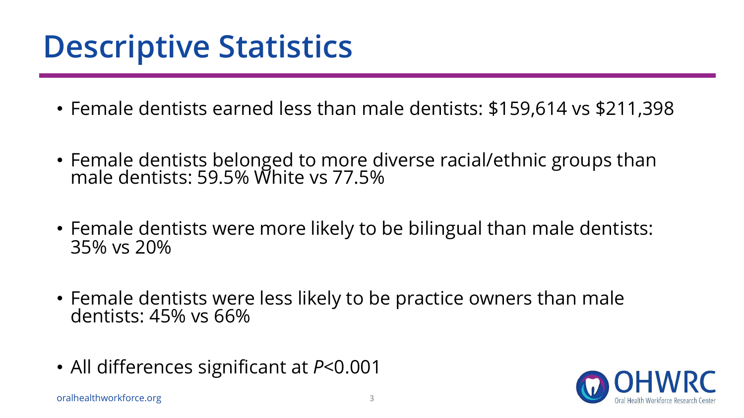# Descriptive Statistics

- Female dentists earned less than male dentists: $159,614 vs $211,398
- Female dentists belonged to more diverse racial/ethnic groups than male dentists: 59.5% White vs 77.5%
- Female dentists were more likely to be bilingual than male dentists: 35% vs 20%
- Female dentists were less likely to be practice owners than male dentists: 45% vs 66%
- All differences significant at $P<0.001$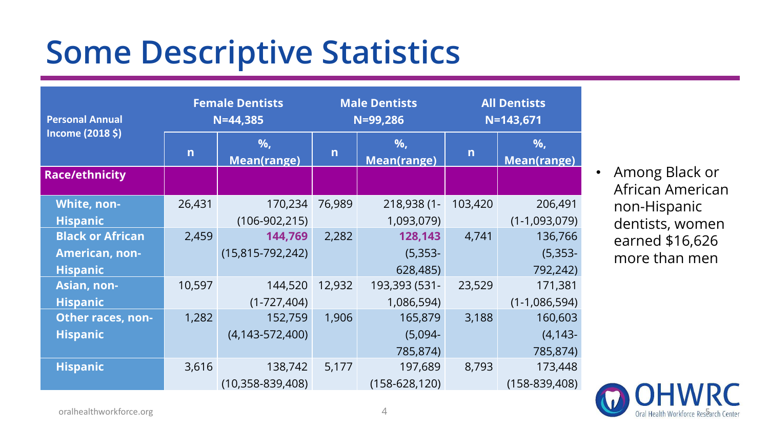# Some Descriptive Statistics

| Personal Annual Income (2018 $) | Female Dentists N=44,385 | | Male Dentists N=99,286 | | All Dentists N=143,671 | |
|---|---|---|---|---|---|---|
| | n | %, Mean(range) | n | %, Mean(range) | n | %, Mean(range) |
| **Race/ethnicity** | | | | | | |
| **White, non-Hispanic** | 26,431 | 170,234 (106-902,215) | 76,989 | 218,938 (1-1,093,079) | 103,420 | 206,491 (1-1,093,079) |
| **Black or African American, non-Hispanic** | 2,459 | **144,769** (15,815-792,242) | 2,282 | **128,143** (5,353-628,485) | 4,741 | 136,766 (5,353-792,242) |
| **Asian, non-Hispanic** | 10,597 | 144,520 (1-727,404) | 12,932 | 193,393 (531-1,086,594) | 23,529 | 171,381 (1-1,086,594) |
| **Other races, non-Hispanic** | 1,282 | 152,759 (4,143-572,400) | 1,906 | 165,879 (5,094-785,874) | 3,188 | 160,603 (4,143-785,874) |
| **Hispanic** | 3,616 | 138,742 (10,358-839,408) | 5,177 | 197,689 (158-628,120) | 8,793 | 173,448 (158-839,408) |

- Among Black or African American non-Hispanic dentists, women earned $16,626 more than men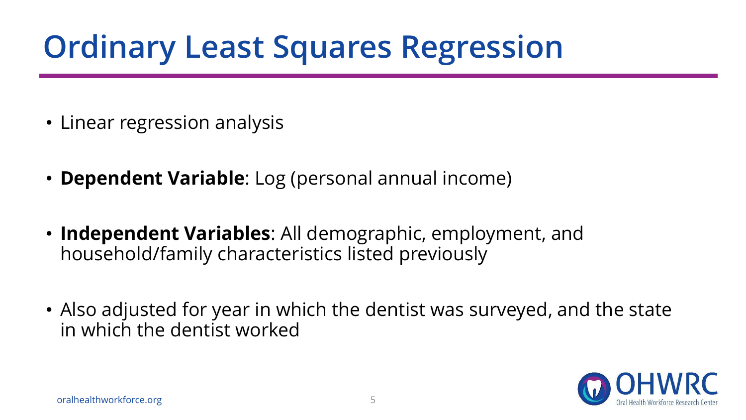# Ordinary Least Squares Regression

- Linear regression analysis
- **Dependent Variable**: Log (personal annual income)
- **Independent Variables**: All demographic, employment, and household/family characteristics listed previously
- Also adjusted for year in which the dentist was surveyed, and the state in which the dentist worked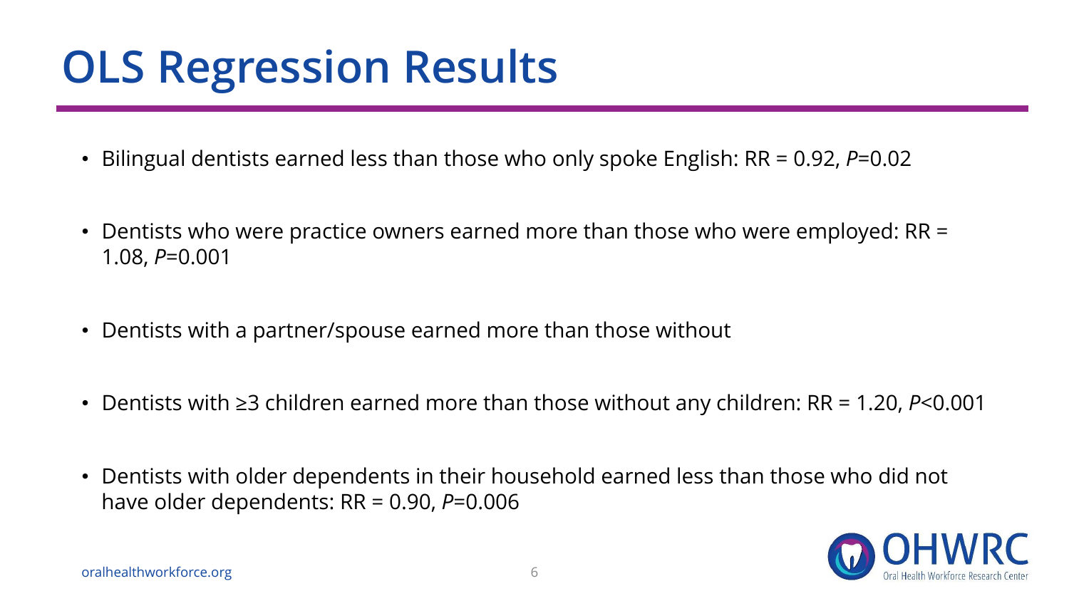# OLS Regression Results

- Bilingual dentists earned less than those who only spoke English: RR = 0.92, *P*=0.02
- Dentists who were practice owners earned more than those who were employed: RR = 1.08, *P*=0.001
- Dentists with a partner/spouse earned more than those without
- Dentists with ≥3 children earned more than those without any children: RR = 1.20, *P*<0.001
- Dentists with older dependents in their household earned less than those who did not have older dependents: RR = 0.90, *P*=0.006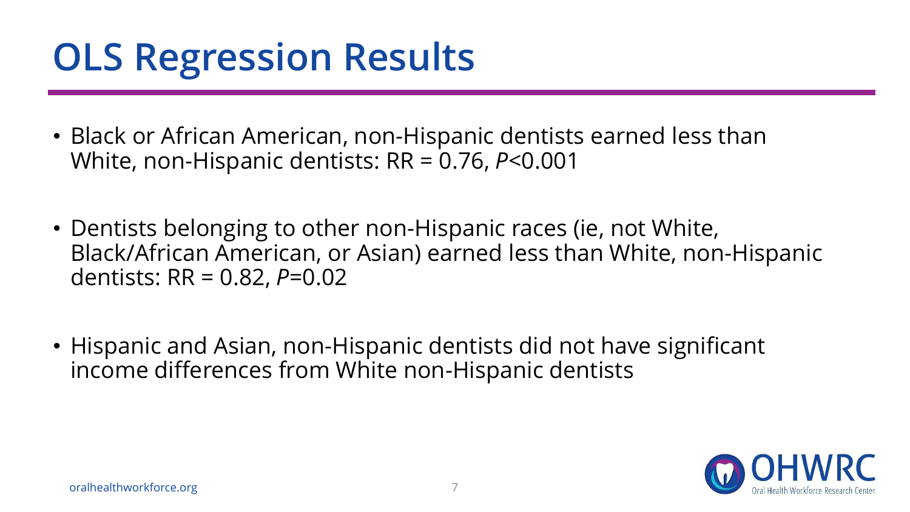# OLS Regression Results

- Black or African American, non-Hispanic dentists earned less than White, non-Hispanic dentists: RR = 0.76, $P<0.001$
- Dentists belonging to other non-Hispanic races (ie, not White, Black/African American, or Asian) earned less than White, non-Hispanic dentists: RR = 0.82, $P=0.02$
- Hispanic and Asian, non-Hispanic dentists did not have significant income differences from White non-Hispanic dentists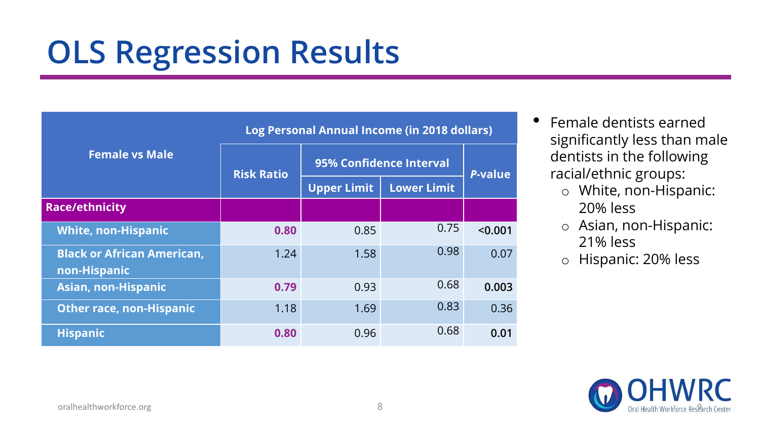# OLS Regression Results

| Female vs Male | Log Personal Annual Income (in 2018 dollars) | | | |
|---|---|---|---|---|
| | Risk Ratio | 95% Confidence Interval | | *P*-value |
| | | Upper Limit | Lower Limit | |
| **Race/ethnicity** | | | | |
| White, non-Hispanic | **0.80** | 0.85 | 0.75 | **<0.001** |
| Black or African American, non-Hispanic | 1.24 | 1.58 | 0.98 | 0.07 |
| Asian, non-Hispanic | **0.79** | 0.93 | 0.68 | **0.003** |
| Other race, non-Hispanic | 1.18 | 1.69 | 0.83 | 0.36 |
| Hispanic | **0.80** | 0.96 | 0.68 | **0.01** |

- Female dentists earned significantly less than male dentists in the following racial/ethnic groups:
  - White, non-Hispanic: 20% less
  - Asian, non-Hispanic: 21% less
  - Hispanic: 20% less

oralhealthworkforce.org

OHWRC Oral Health Workforce Research Center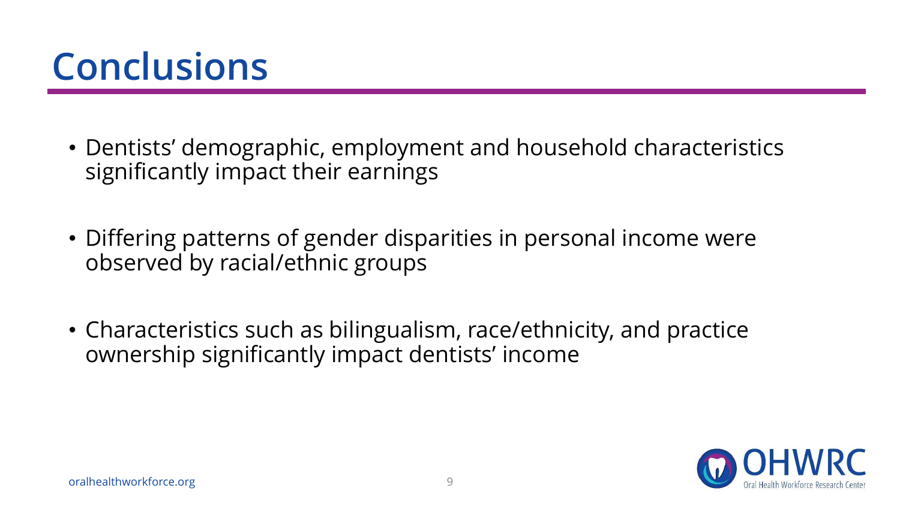# Conclusions

- Dentists' demographic, employment and household characteristics significantly impact their earnings

- Differing patterns of gender disparities in personal income were observed by racial/ethnic groups

- Characteristics such as bilingualism, race/ethnicity, and practice ownership significantly impact dentists' income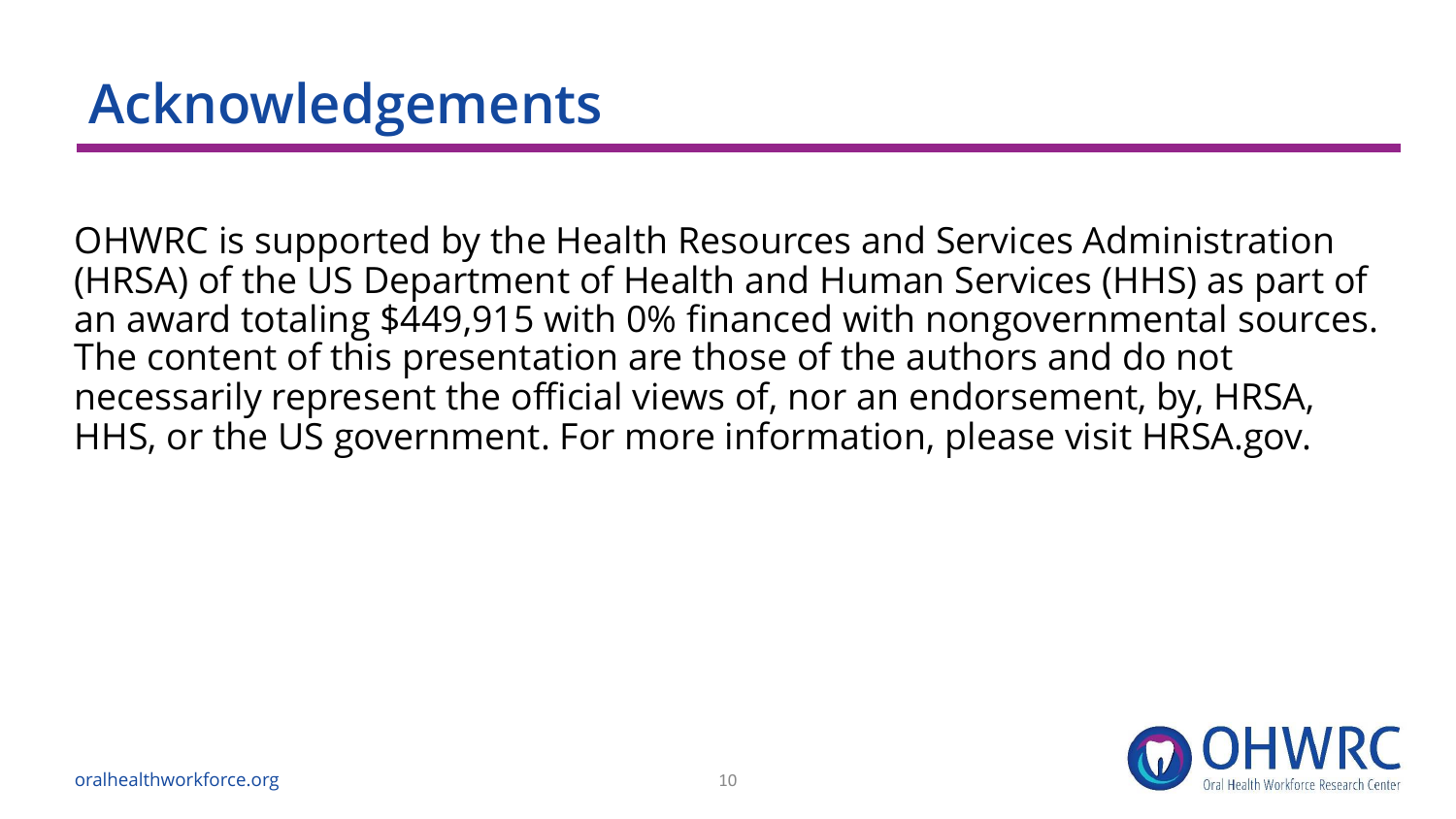# Acknowledgements

OHWRC is supported by the Health Resources and Services Administration (HRSA) of the US Department of Health and Human Services (HHS) as part of an award totaling $449,915 with 0% financed with nongovernmental sources. The content of this presentation are those of the authors and do not necessarily represent the official views of, nor an endorsement, by, HRSA, HHS, or the US government. For more information, please visit HRSA.gov.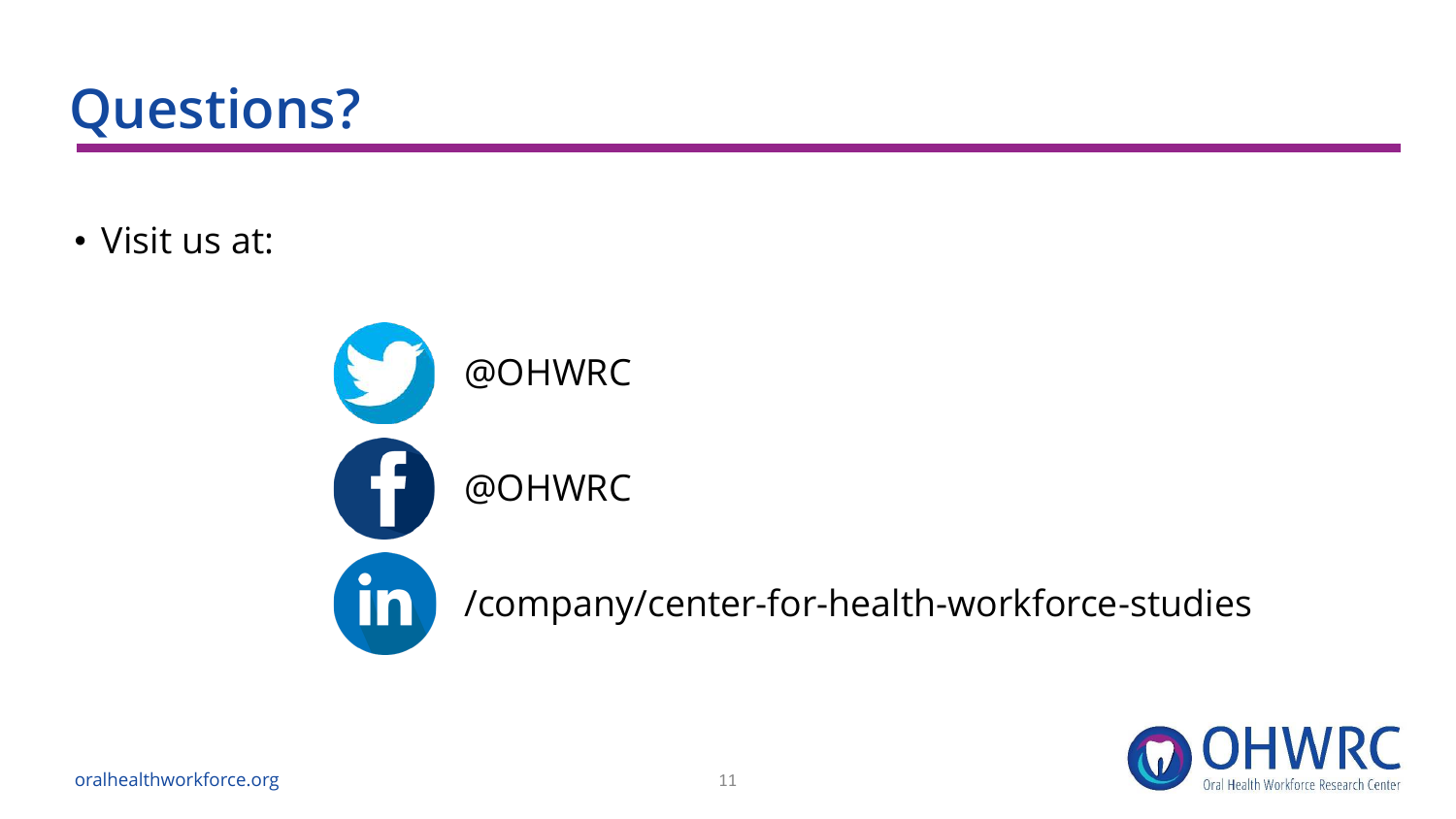# Questions?

- Visit us at:

@OHWRC

@OHWRC

/company/center-for-health-workforce-studies

OHWRC
Oral Health Workforce Research Center

oralhealthworkforce.org